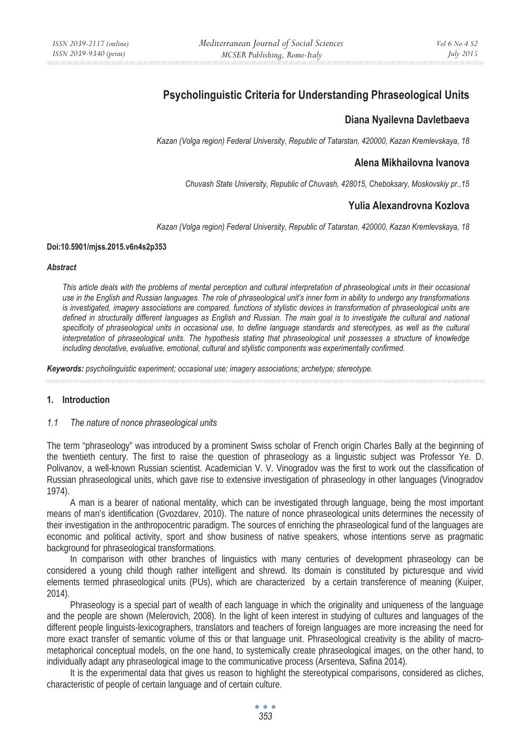# Psycholinguistic Criteria for Understanding Phraseological Units

## Diana Nyailevna Davletbaeva

*Kazan (Volga region) Federal University, Republic of Tatarstan, 420000, Kazan Kremlevskaya, 18*

## Alena Mikhailovna Ivanova

*Chuvash State University, Republic of Chuvash, 428015, Cheboksary, Moskovskiy pr.,15*

## Yulia Alexandrovna Kozlova

*Kazan (Volga region) Federal University, Republic of Tatarstan, 420000, Kazan Kremlevskaya, 18*

**Doi:10.5901/mjss.2015.v6n4s2p353**

***Abstract***

*This article deals with the problems of mental perception and cultural interpretation of phraseological units in their occasional use in the English and Russian languages. The role of phraseological unit's inner form in ability to undergo any transformations is investigated, imagery associations are compared, functions of stylistic devices in transformation of phraseological units are defined in structurally different languages as English and Russian. The main goal is to investigate the cultural and national specificity of phraseological units in occasional use, to define language standards and stereotypes, as well as the cultural interpretation of phraseological units. The hypothesis stating that phraseological unit possesses a structure of knowledge including denotative, evaluative, emotional, cultural and stylistic components was experimentally confirmed.*

***Keywords:*** *psycholinguistic experiment; occasional use; imagery associations; archetype; stereotype.*

## 1. Introduction

### *1.1 The nature of nonce phraseological units*

The term "phraseology" was introduced by a prominent Swiss scholar of French origin Charles Bally at the beginning of the twentieth century. The first to raise the question of phraseology as a linguistic subject was Professor Ye. D. Polivanov, a well-known Russian scientist. Academician V. V. Vinogradov was the first to work out the classification of Russian phraseological units, which gave rise to extensive investigation of phraseology in other languages (Vinogradov 1974).

A man is a bearer of national mentality, which can be investigated through language, being the most important means of man's identification (Gvozdarev, 2010). The nature of nonce phraseological units determines the necessity of their investigation in the anthropocentric paradigm. The sources of enriching the phraseological fund of the languages are economic and political activity, sport and show business of native speakers, whose intentions serve as pragmatic background for phraseological transformations.

In comparison with other branches of linguistics with many centuries of development phraseology can be considered a young child though rather intelligent and shrewd. Its domain is constituted by picturesque and vivid elements termed phraseological units (PUs), which are characterized by a certain transference of meaning (Kuiper, 2014).

Phraseology is a special part of wealth of each language in which the originality and uniqueness of the language and the people are shown (Melerovich, 2008). In the light of keen interest in studying of cultures and languages of the different people linguists-lexicographers, translators and teachers of foreign languages are more increasing the need for more exact transfer of semantic volume of this or that language unit. Phraseological creativity is the ability of macro-metaphorical conceptual models, on the one hand, to systemically create phraseological images, on the other hand, to individually adapt any phraseological image to the communicative process (Arsenteva, Safina 2014).

It is the experimental data that gives us reason to highlight the stereotypical comparisons, considered as cliches, characteristic of people of certain language and of certain culture.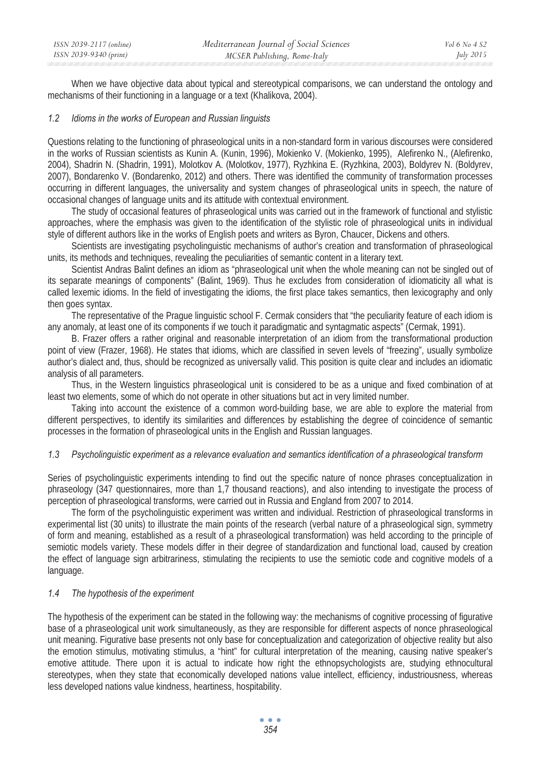When we have objective data about typical and stereotypical comparisons, we can understand the ontology and mechanisms of their functioning in a language or a text (Khalikova, 2004).

### *1.2 Idioms in the works of European and Russian linguists*

Questions relating to the functioning of phraseological units in a non-standard form in various discourses were considered in the works of Russian scientists as Kunin A. (Kunin, 1996), Mokienko V. (Mokienko, 1995), Alefirenko N., (Alefirenko, 2004), Shadrin N. (Shadrin, 1991), Molotkov A. (Molotkov, 1977), Ryzhkina E. (Ryzhkina, 2003), Boldyrev N. (Boldyrev, 2007), Bondarenko V. (Bondarenko, 2012) and others. There was identified the community of transformation processes occurring in different languages, the universality and system changes of phraseological units in speech, the nature of occasional changes of language units and its attitude with contextual environment.

The study of occasional features of phraseological units was carried out in the framework of functional and stylistic approaches, where the emphasis was given to the identification of the stylistic role of phraseological units in individual style of different authors like in the works of English poets and writers as Byron, Chaucer, Dickens and others.

Scientists are investigating psycholinguistic mechanisms of author's creation and transformation of phraseological units, its methods and techniques, revealing the peculiarities of semantic content in a literary text.

Scientist Andras Balint defines an idiom as "phraseological unit when the whole meaning can not be singled out of its separate meanings of components" (Balint, 1969). Thus he excludes from consideration of idiomaticity all what is called lexemic idioms. In the field of investigating the idioms, the first place takes semantics, then lexicography and only then goes syntax.

The representative of the Prague linguistic school F. Cermak considers that "the peculiarity feature of each idiom is any anomaly, at least one of its components if we touch it paradigmatic and syntagmatic aspects" (Cermak, 1991).

B. Frazer offers a rather original and reasonable interpretation of an idiom from the transformational production point of view (Frazer, 1968). He states that idioms, which are classified in seven levels of "freezing", usually symbolize author's dialect and, thus, should be recognized as universally valid. This position is quite clear and includes an idiomatic analysis of all parameters.

Thus, in the Western linguistics phraseological unit is considered to be as a unique and fixed combination of at least two elements, some of which do not operate in other situations but act in very limited number.

Taking into account the existence of a common word-building base, we are able to explore the material from different perspectives, to identify its similarities and differences by establishing the degree of coincidence of semantic processes in the formation of phraseological units in the English and Russian languages.

### *1.3 Psycholinguistic experiment as a relevance evaluation and semantics identification of a phraseological transform*

Series of psycholinguistic experiments intending to find out the specific nature of nonce phrases conceptualization in phraseology (347 questionnaires, more than 1,7 thousand reactions), and also intending to investigate the process of perception of phraseological transforms, were carried out in Russia and England from 2007 to 2014.

The form of the psycholinguistic experiment was written and individual. Restriction of phraseological transforms in experimental list (30 units) to illustrate the main points of the research (verbal nature of a phraseological sign, symmetry of form and meaning, established as a result of a phraseological transformation) was held according to the principle of semiotic models variety. These models differ in their degree of standardization and functional load, caused by creation the effect of language sign arbitrariness, stimulating the recipients to use the semiotic code and cognitive models of a language.

### *1.4 The hypothesis of the experiment*

The hypothesis of the experiment can be stated in the following way: the mechanisms of cognitive processing of figurative base of a phraseological unit work simultaneously, as they are responsible for different aspects of nonce phraseological unit meaning. Figurative base presents not only base for conceptualization and categorization of objective reality but also the emotion stimulus, motivating stimulus, a "hint" for cultural interpretation of the meaning, causing native speaker's emotive attitude. There upon it is actual to indicate how right the ethnopsychologists are, studying ethnocultural stereotypes, when they state that economically developed nations value intellect, efficiency, industriousness, whereas less developed nations value kindness, heartiness, hospitability.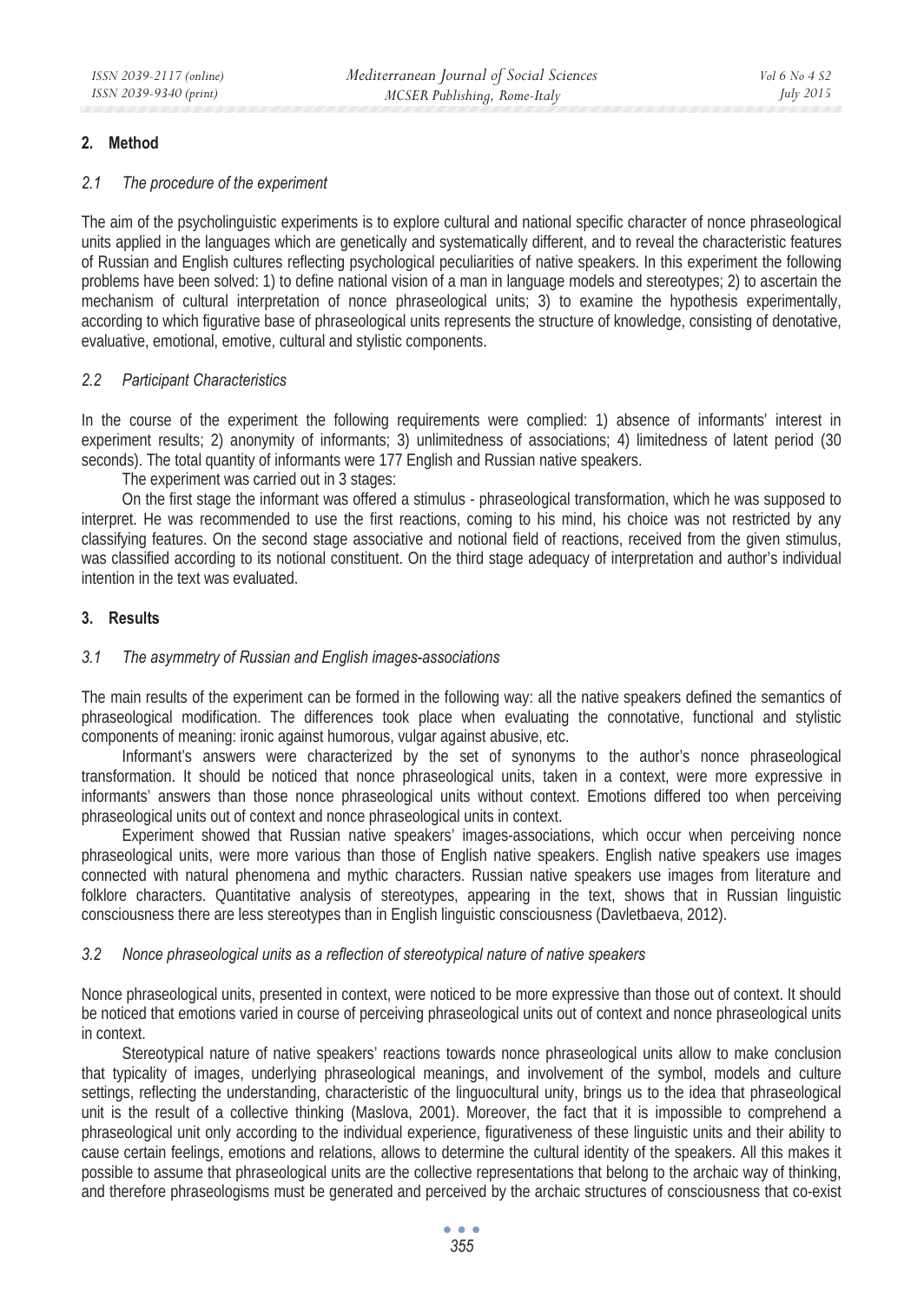## 2. Method

### *2.1 The procedure of the experiment*

The aim of the psycholinguistic experiments is to explore cultural and national specific character of nonce phraseological units applied in the languages which are genetically and systematically different, and to reveal the characteristic features of Russian and English cultures reflecting psychological peculiarities of native speakers. In this experiment the following problems have been solved: 1) to define national vision of a man in language models and stereotypes; 2) to ascertain the mechanism of cultural interpretation of nonce phraseological units; 3) to examine the hypothesis experimentally, according to which figurative base of phraseological units represents the structure of knowledge, consisting of denotative, evaluative, emotional, emotive, cultural and stylistic components.

### *2.2 Participant Characteristics*

In the course of the experiment the following requirements were complied: 1) absence of informants' interest in experiment results; 2) anonymity of informants; 3) unlimitedness of associations; 4) limitedness of latent period (30 seconds). The total quantity of informants were 177 English and Russian native speakers.

The experiment was carried out in 3 stages:

On the first stage the informant was offered a stimulus - phraseological transformation, which he was supposed to interpret. He was recommended to use the first reactions, coming to his mind, his choice was not restricted by any classifying features. On the second stage associative and notional field of reactions, received from the given stimulus, was classified according to its notional constituent. On the third stage adequacy of interpretation and author's individual intention in the text was evaluated.

## 3. Results

### *3.1 The asymmetry of Russian and English images-associations*

The main results of the experiment can be formed in the following way: all the native speakers defined the semantics of phraseological modification. The differences took place when evaluating the connotative, functional and stylistic components of meaning: ironic against humorous, vulgar against abusive, etc.

Informant's answers were characterized by the set of synonyms to the author's nonce phraseological transformation. It should be noticed that nonce phraseological units, taken in a context, were more expressive in informants' answers than those nonce phraseological units without context. Emotions differed too when perceiving phraseological units out of context and nonce phraseological units in context.

Experiment showed that Russian native speakers' images-associations, which occur when perceiving nonce phraseological units, were more various than those of English native speakers. English native speakers use images connected with natural phenomena and mythic characters. Russian native speakers use images from literature and folklore characters. Quantitative analysis of stereotypes, appearing in the text, shows that in Russian linguistic consciousness there are less stereotypes than in English linguistic consciousness (Davletbaeva, 2012).

### *3.2 Nonce phraseological units as a reflection of stereotypical nature of native speakers*

Nonce phraseological units, presented in context, were noticed to be more expressive than those out of context. It should be noticed that emotions varied in course of perceiving phraseological units out of context and nonce phraseological units in context.

Stereotypical nature of native speakers' reactions towards nonce phraseological units allow to make conclusion that typicality of images, underlying phraseological meanings, and involvement of the symbol, models and culture settings, reflecting the understanding, characteristic of the linguocultural unity, brings us to the idea that phraseological unit is the result of a collective thinking (Maslova, 2001). Moreover, the fact that it is impossible to comprehend a phraseological unit only according to the individual experience, figurativeness of these linguistic units and their ability to cause certain feelings, emotions and relations, allows to determine the cultural identity of the speakers. All this makes it possible to assume that phraseological units are the collective representations that belong to the archaic way of thinking, and therefore phraseologisms must be generated and perceived by the archaic structures of consciousness that co-exist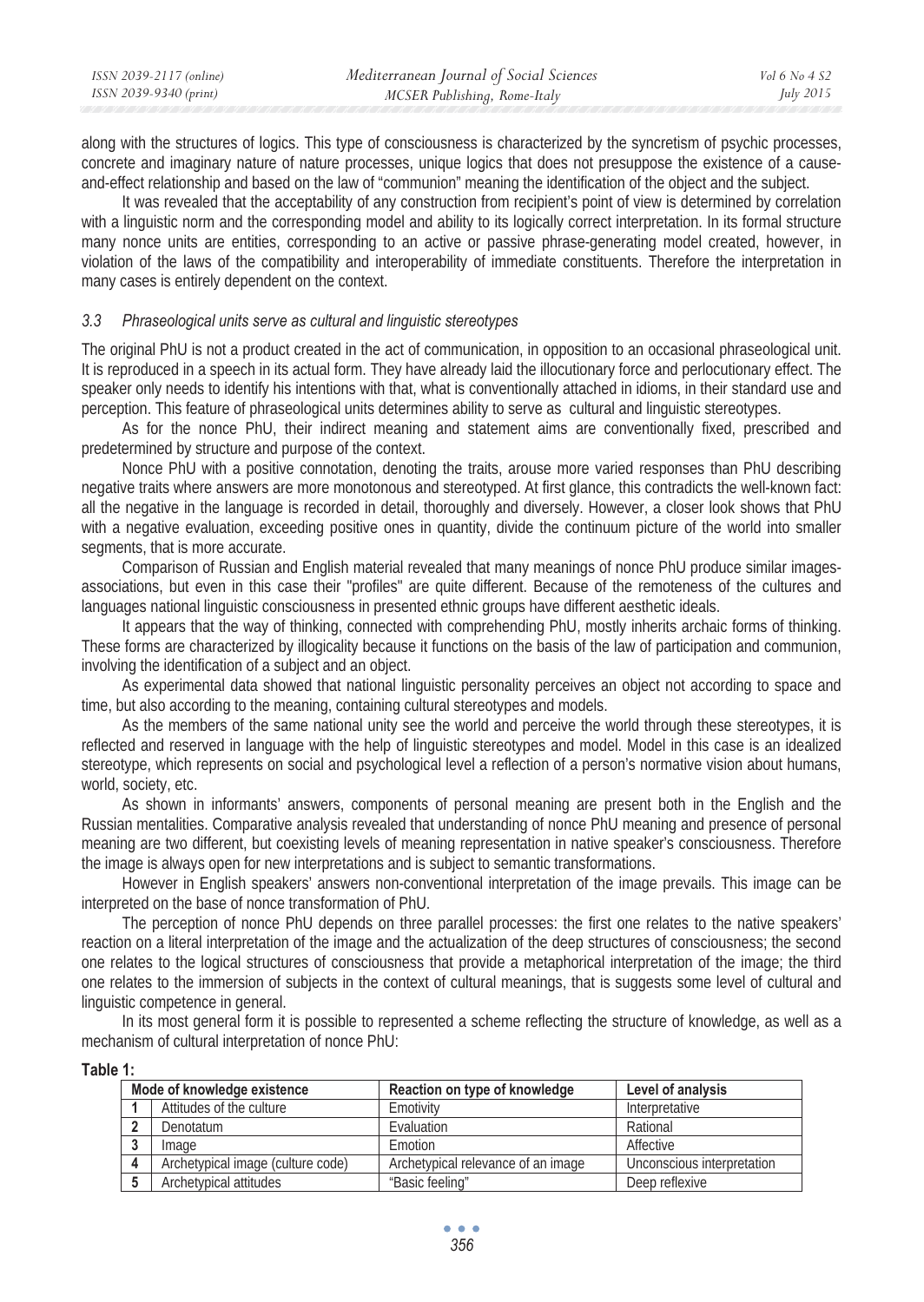along with the structures of logics. This type of consciousness is characterized by the syncretism of psychic processes, concrete and imaginary nature of nature processes, unique logics that does not presuppose the existence of a cause-and-effect relationship and based on the law of "communion" meaning the identification of the object and the subject.

It was revealed that the acceptability of any construction from recipient's point of view is determined by correlation with a linguistic norm and the corresponding model and ability to its logically correct interpretation. In its formal structure many nonce units are entities, corresponding to an active or passive phrase-generating model created, however, in violation of the laws of the compatibility and interoperability of immediate constituents. Therefore the interpretation in many cases is entirely dependent on the context.

### *3.3 Phraseological units serve as cultural and linguistic stereotypes*

The original PhU is not a product created in the act of communication, in opposition to an occasional phraseological unit. It is reproduced in a speech in its actual form. They have already laid the illocutionary force and perlocutionary effect. The speaker only needs to identify his intentions with that, what is conventionally attached in idioms, in their standard use and perception. This feature of phraseological units determines ability to serve as cultural and linguistic stereotypes.

As for the nonce PhU, their indirect meaning and statement aims are conventionally fixed, prescribed and predetermined by structure and purpose of the context.

Nonce PhU with a positive connotation, denoting the traits, arouse more varied responses than PhU describing negative traits where answers are more monotonous and stereotyped. At first glance, this contradicts the well-known fact: all the negative in the language is recorded in detail, thoroughly and diversely. However, a closer look shows that PhU with a negative evaluation, exceeding positive ones in quantity, divide the continuum picture of the world into smaller segments, that is more accurate.

Comparison of Russian and English material revealed that many meanings of nonce PhU produce similar images-associations, but even in this case their "profiles" are quite different. Because of the remoteness of the cultures and languages national linguistic consciousness in presented ethnic groups have different aesthetic ideals.

It appears that the way of thinking, connected with comprehending PhU, mostly inherits archaic forms of thinking. These forms are characterized by illogicality because it functions on the basis of the law of participation and communion, involving the identification of a subject and an object.

As experimental data showed that national linguistic personality perceives an object not according to space and time, but also according to the meaning, containing cultural stereotypes and models.

As the members of the same national unity see the world and perceive the world through these stereotypes, it is reflected and reserved in language with the help of linguistic stereotypes and model. Model in this case is an idealized stereotype, which represents on social and psychological level a reflection of a person's normative vision about humans, world, society, etc.

As shown in informants' answers, components of personal meaning are present both in the English and the Russian mentalities. Comparative analysis revealed that understanding of nonce PhU meaning and presence of personal meaning are two different, but coexisting levels of meaning representation in native speaker's consciousness. Therefore the image is always open for new interpretations and is subject to semantic transformations.

However in English speakers' answers non-conventional interpretation of the image prevails. This image can be interpreted on the base of nonce transformation of PhU.

The perception of nonce PhU depends on three parallel processes: the first one relates to the native speakers' reaction on a literal interpretation of the image and the actualization of the deep structures of consciousness; the second one relates to the logical structures of consciousness that provide a metaphorical interpretation of the image; the third one relates to the immersion of subjects in the context of cultural meanings, that is suggests some level of cultural and linguistic competence in general.

In its most general form it is possible to represented a scheme reflecting the structure of knowledge, as well as a mechanism of cultural interpretation of nonce PhU:

**Table 1:**

| Mode of knowledge existence | | Reaction on type of knowledge | Level of analysis |
|---|---|---|---|
| 1 | Attitudes of the culture | Emotivity | Interpretative |
| 2 | Denotatum | Evaluation | Rational |
| 3 | Image | Emotion | Affective |
| 4 | Archetypical image (culture code) | Archetypical relevance of an image | Unconscious interpretation |
| 5 | Archetypical attitudes | "Basic feeling" | Deep reflexive |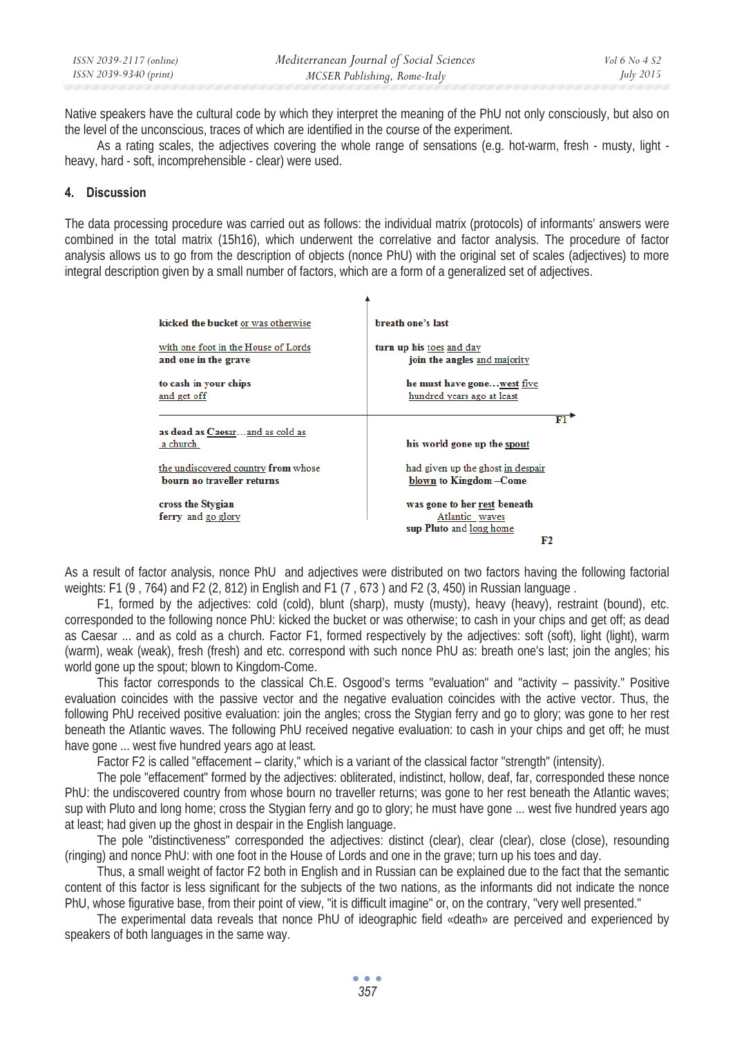Native speakers have the cultural code by which they interpret the meaning of the PhU not only consciously, but also on the level of the unconscious, traces of which are identified in the course of the experiment.

As a rating scales, the adjectives covering the whole range of sensations (e.g. hot-warm, fresh - musty, light - heavy, hard - soft, incomprehensible - clear) were used.

## 4. Discussion

The data processing procedure was carried out as follows: the individual matrix (protocols) of informants' answers were combined in the total matrix (15h16), which underwent the correlative and factor analysis. The procedure of factor analysis allows us to go from the description of objects (nonce PhU) with the original set of scales (adjectives) to more integral description given by a small number of factors, which are a form of a generalized set of adjectives.

kicked the bucket or was otherwise

with one foot in the House of Lords and one in the grave

to cash in your chips and get off

breath one's last

turn up his toes and day join the angles and majority

he must have gone…west five hundred years ago at least

F1

as dead as Caesar…and as cold as a church

the undiscovered country from whose bourn no traveller returns

cross the Stygian ferry and go glory

his world gone up the spout

had given up the ghost in despair blown to Kingdom –Come

was gone to her rest beneath Atlantic waves sup Pluto and long home

F2

As a result of factor analysis, nonce PhU and adjectives were distributed on two factors having the following factorial weights: F1 (9 , 764) and F2 (2, 812) in English and F1 (7 , 673 ) and F2 (3, 450) in Russian language .

F1, formed by the adjectives: cold (cold), blunt (sharp), musty (musty), heavy (heavy), restraint (bound), etc. corresponded to the following nonce PhU: kicked the bucket or was otherwise; to cash in your chips and get off; as dead as Caesar ... and as cold as a church. Factor F1, formed respectively by the adjectives: soft (soft), light (light), warm (warm), weak (weak), fresh (fresh) and etc. correspond with such nonce PhU as: breath one's last; join the angles; his world gone up the spout; blown to Kingdom-Come.

This factor corresponds to the classical Ch.E. Osgood's terms "evaluation" and "activity – passivity." Positive evaluation coincides with the passive vector and the negative evaluation coincides with the active vector. Thus, the following PhU received positive evaluation: join the angles; cross the Stygian ferry and go to glory; was gone to her rest beneath the Atlantic waves. The following PhU received negative evaluation: to cash in your chips and get off; he must have gone ... west five hundred years ago at least.

Factor F2 is called "effacement – clarity," which is a variant of the classical factor "strength" (intensity).

The pole "effacement" formed by the adjectives: obliterated, indistinct, hollow, deaf, far, corresponded these nonce PhU: the undiscovered country from whose bourn no traveller returns; was gone to her rest beneath the Atlantic waves; sup with Pluto and long home; cross the Stygian ferry and go to glory; he must have gone ... west five hundred years ago at least; had given up the ghost in despair in the English language.

The pole "distinctiveness" corresponded the adjectives: distinct (clear), clear (clear), close (close), resounding (ringing) and nonce PhU: with one foot in the House of Lords and one in the grave; turn up his toes and day.

Thus, a small weight of factor F2 both in English and in Russian can be explained due to the fact that the semantic content of this factor is less significant for the subjects of the two nations, as the informants did not indicate the nonce PhU, whose figurative base, from their point of view, "it is difficult imagine" or, on the contrary, "very well presented."

The experimental data reveals that nonce PhU of ideographic field «death» are perceived and experienced by speakers of both languages in the same way.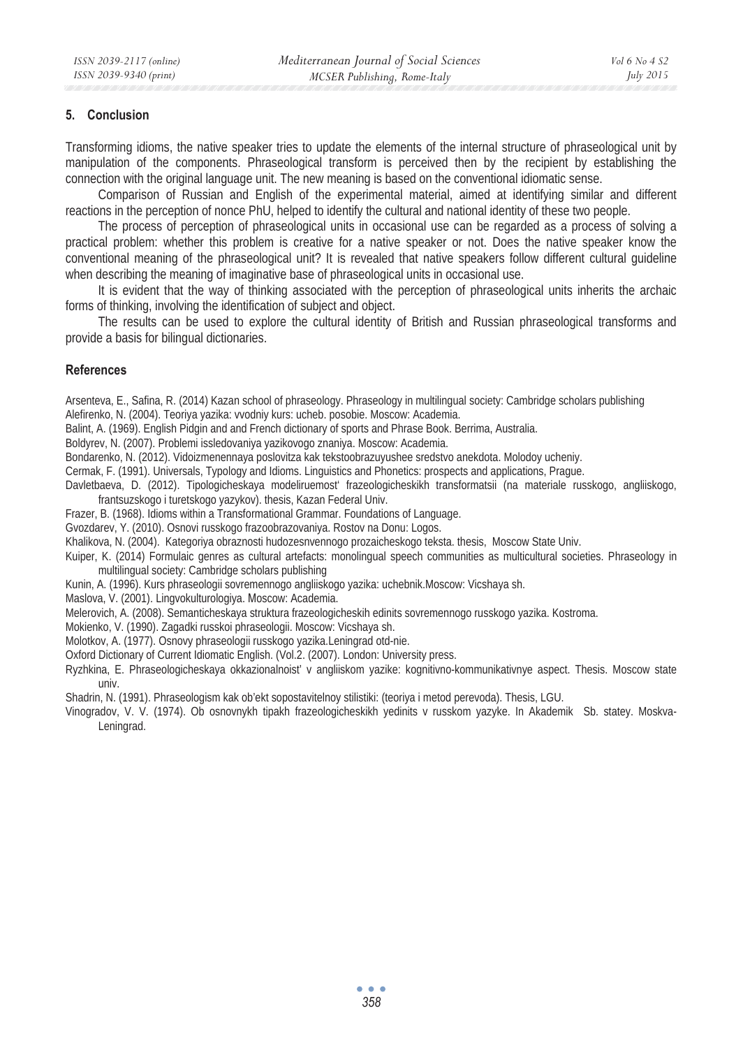## 5. Conclusion

Transforming idioms, the native speaker tries to update the elements of the internal structure of phraseological unit by manipulation of the components. Phraseological transform is perceived then by the recipient by establishing the connection with the original language unit. The new meaning is based on the conventional idiomatic sense.

Comparison of Russian and English of the experimental material, aimed at identifying similar and different reactions in the perception of nonce PhU, helped to identify the cultural and national identity of these two people.

The process of perception of phraseological units in occasional use can be regarded as a process of solving a practical problem: whether this problem is creative for a native speaker or not. Does the native speaker know the conventional meaning of the phraseological unit? It is revealed that native speakers follow different cultural guideline when describing the meaning of imaginative base of phraseological units in occasional use.

It is evident that the way of thinking associated with the perception of phraseological units inherits the archaic forms of thinking, involving the identification of subject and object.

The results can be used to explore the cultural identity of British and Russian phraseological transforms and provide a basis for bilingual dictionaries.

## References

Arsenteva, E., Safina, R. (2014) Kazan school of phraseology. Phraseology in multilingual society: Cambridge scholars publishing

Alefirenko, N. (2004). Teoriya yazika: vvodniy kurs: ucheb. posobie. Moscow: Academia.

Balint, A. (1969). English Pidgin and and French dictionary of sports and Phrase Book. Berrima, Australia.

Boldyrev, N. (2007). Problemi issledovaniya yazikovogo znaniya. Moscow: Academia.

Bondarenko, N. (2012). Vidoizmenennaya poslovitza kak tekstoobrazuyushee sredstvo anekdota. Molodoy ucheniy.

Cermak, F. (1991). Universals, Typology and Idioms. Linguistics and Phonetics: prospects and applications, Prague.

Davletbaeva, D. (2012). Tipologicheskaya modeliruemost' frazeologicheskikh transformatsii (na materiale russkogo, angliiskogo, frantsuzskogo i turetskogo yazykov). thesis, Kazan Federal Univ.

Frazer, B. (1968). Idioms within a Transformational Grammar. Foundations of Language.

Gvozdarev, Y. (2010). Osnovi russkogo frazoobrazovaniya. Rostov na Donu: Logos.

Khalikova, N. (2004). Kategoriya obraznosti hudozesnvennogo prozaicheskogo teksta. thesis, Moscow State Univ.

Kuiper, K. (2014) Formulaic genres as cultural artefacts: monolingual speech communities as multicultural societies. Phraseology in multilingual society: Cambridge scholars publishing

Kunin, A. (1996). Kurs phraseologii sovremennogo angliiskogo yazika: uchebnik.Moscow: Vicshaya sh.

Maslova, V. (2001). Lingvokulturologiya. Moscow: Academia.

Melerovich, A. (2008). Semanticheskaya struktura frazeologicheskih edinits sovremennogo russkogo yazika. Kostroma.

Mokienko, V. (1990). Zagadki russkoi phraseologii. Moscow: Vicshaya sh.

Molotkov, A. (1977). Osnovy phraseologii russkogo yazika.Leningrad otd-nie.

Oxford Dictionary of Current Idiomatic English. (Vol.2. (2007). London: University press.

Ryzhkina, E. Phraseologicheskaya okkazionalnoist' v angliiskom yazike: kognitivno-kommunikativnye aspect. Thesis. Moscow state univ.

Shadrin, N. (1991). Phraseologism kak ob'ekt sopostavitelnoy stilistiki: (teoriya i metod perevoda). Thesis, LGU.

Vinogradov, V. V. (1974). Ob osnovnykh tipakh frazeologicheskikh yedinits v russkom yazyke. In Akademik Sb. statey. Moskva-Leningrad.